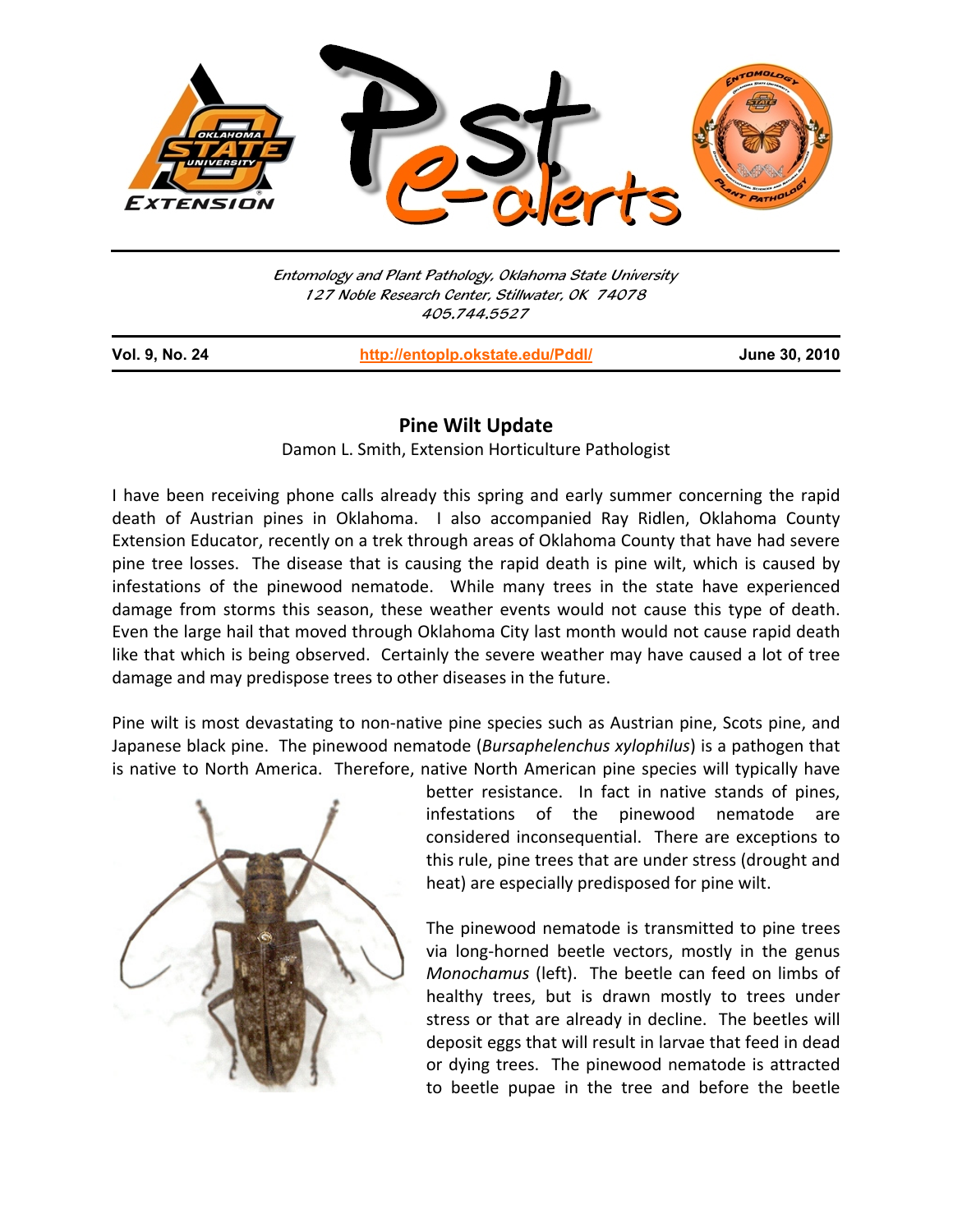Entomology and Plant Pathology, Oklahoma State University
127 Noble Research Center, Stillwater, OK 74078
405.744.5527

**Vol. 9, No. 24** | http://entoplp.okstate.edu/Pddl/ | **June 30, 2010**

## Pine Wilt Update

Damon L. Smith, Extension Horticulture Pathologist

I have been receiving phone calls already this spring and early summer concerning the rapid death of Austrian pines in Oklahoma. I also accompanied Ray Ridlen, Oklahoma County Extension Educator, recently on a trek through areas of Oklahoma County that have had severe pine tree losses. The disease that is causing the rapid death is pine wilt, which is caused by infestations of the pinewood nematode. While many trees in the state have experienced damage from storms this season, these weather events would not cause this type of death. Even the large hail that moved through Oklahoma City last month would not cause rapid death like that which is being observed. Certainly the severe weather may have caused a lot of tree damage and may predispose trees to other diseases in the future.

Pine wilt is most devastating to non-native pine species such as Austrian pine, Scots pine, and Japanese black pine. The pinewood nematode (*Bursaphelenchus xylophilus*) is a pathogen that is native to North America. Therefore, native North American pine species will typically have better resistance. In fact in native stands of pines, infestations of the pinewood nematode are considered inconsequential. There are exceptions to this rule, pine trees that are under stress (drought and heat) are especially predisposed for pine wilt.

The pinewood nematode is transmitted to pine trees via long-horned beetle vectors, mostly in the genus *Monochamus* (left). The beetle can feed on limbs of healthy trees, but is drawn mostly to trees under stress or that are already in decline. The beetles will deposit eggs that will result in larvae that feed in dead or dying trees. The pinewood nematode is attracted to beetle pupae in the tree and before the beetle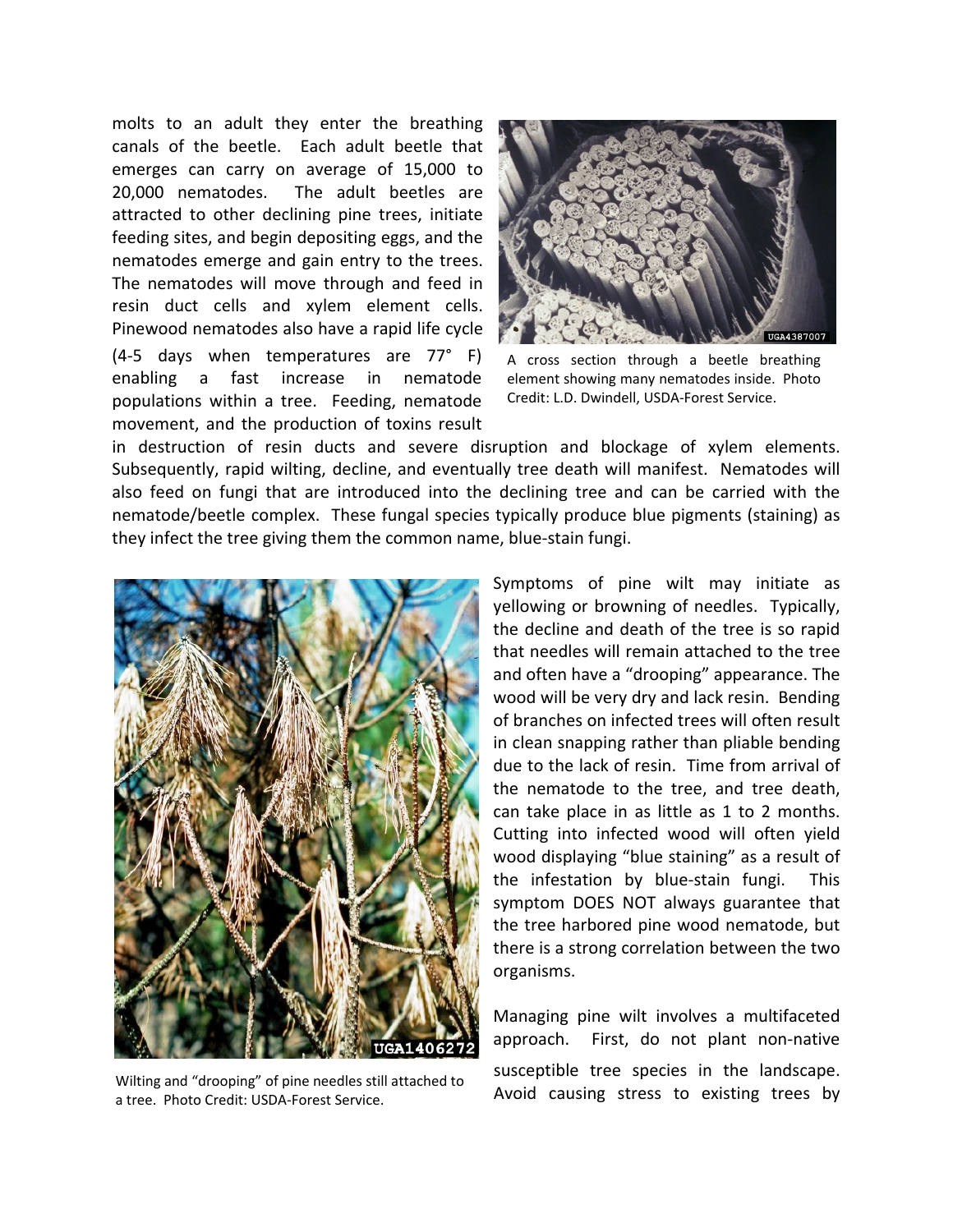molts to an adult they enter the breathing canals of the beetle. Each adult beetle that emerges can carry on average of 15,000 to 20,000 nematodes. The adult beetles are attracted to other declining pine trees, initiate feeding sites, and begin depositing eggs, and the nematodes emerge and gain entry to the trees. The nematodes will move through and feed in resin duct cells and xylem element cells. Pinewood nematodes also have a rapid life cycle (4-5 days when temperatures are 77° F) enabling a fast increase in nematode populations within a tree. Feeding, nematode movement, and the production of toxins result in destruction of resin ducts and severe disruption and blockage of xylem elements. Subsequently, rapid wilting, decline, and eventually tree death will manifest. Nematodes will also feed on fungi that are introduced into the declining tree and can be carried with the nematode/beetle complex. These fungal species typically produce blue pigments (staining) as they infect the tree giving them the common name, blue-stain fungi.

A cross section through a beetle breathing element showing many nematodes inside. Photo Credit: L.D. Dwindell, USDA-Forest Service.

Symptoms of pine wilt may initiate as yellowing or browning of needles. Typically, the decline and death of the tree is so rapid that needles will remain attached to the tree and often have a "drooping" appearance. The wood will be very dry and lack resin. Bending of branches on infected trees will often result in clean snapping rather than pliable bending due to the lack of resin. Time from arrival of the nematode to the tree, and tree death, can take place in as little as 1 to 2 months. Cutting into infected wood will often yield wood displaying "blue staining" as a result of the infestation by blue-stain fungi. This symptom DOES NOT always guarantee that the tree harbored pine wood nematode, but there is a strong correlation between the two organisms.

Wilting and "drooping" of pine needles still attached to a tree. Photo Credit: USDA-Forest Service.

Managing pine wilt involves a multifaceted approach. First, do not plant non-native susceptible tree species in the landscape. Avoid causing stress to existing trees by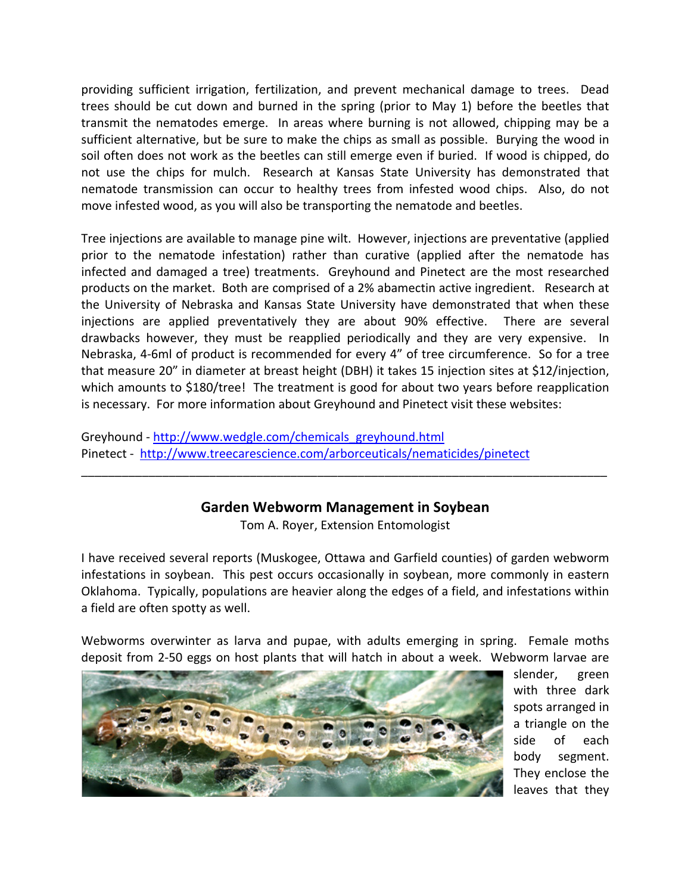providing sufficient irrigation, fertilization, and prevent mechanical damage to trees. Dead trees should be cut down and burned in the spring (prior to May 1) before the beetles that transmit the nematodes emerge. In areas where burning is not allowed, chipping may be a sufficient alternative, but be sure to make the chips as small as possible. Burying the wood in soil often does not work as the beetles can still emerge even if buried. If wood is chipped, do not use the chips for mulch. Research at Kansas State University has demonstrated that nematode transmission can occur to healthy trees from infested wood chips. Also, do not move infested wood, as you will also be transporting the nematode and beetles.

Tree injections are available to manage pine wilt. However, injections are preventative (applied prior to the nematode infestation) rather than curative (applied after the nematode has infected and damaged a tree) treatments. Greyhound and Pinetect are the most researched products on the market. Both are comprised of a 2% abamectin active ingredient. Research at the University of Nebraska and Kansas State University have demonstrated that when these injections are applied preventatively they are about 90% effective. There are several drawbacks however, they must be reapplied periodically and they are very expensive. In Nebraska, 4-6ml of product is recommended for every 4" of tree circumference. So for a tree that measure 20" in diameter at breast height (DBH) it takes 15 injection sites at $12/injection, which amounts to $180/tree! The treatment is good for about two years before reapplication is necessary. For more information about Greyhound and Pinetect visit these websites:

Greyhound - http://www.wedgle.com/chemicals_greyhound.html
Pinetect - http://www.treecarescience.com/arborceuticals/nematicides/pinetect

---

## Garden Webworm Management in Soybean

Tom A. Royer, Extension Entomologist

I have received several reports (Muskogee, Ottawa and Garfield counties) of garden webworm infestations in soybean. This pest occurs occasionally in soybean, more commonly in eastern Oklahoma. Typically, populations are heavier along the edges of a field, and infestations within a field are often spotty as well.

Webworms overwinter as larva and pupae, with adults emerging in spring. Female moths deposit from 2-50 eggs on host plants that will hatch in about a week. Webworm larvae are slender, green with three dark spots arranged in a triangle on the side of each body segment. They enclose the leaves that they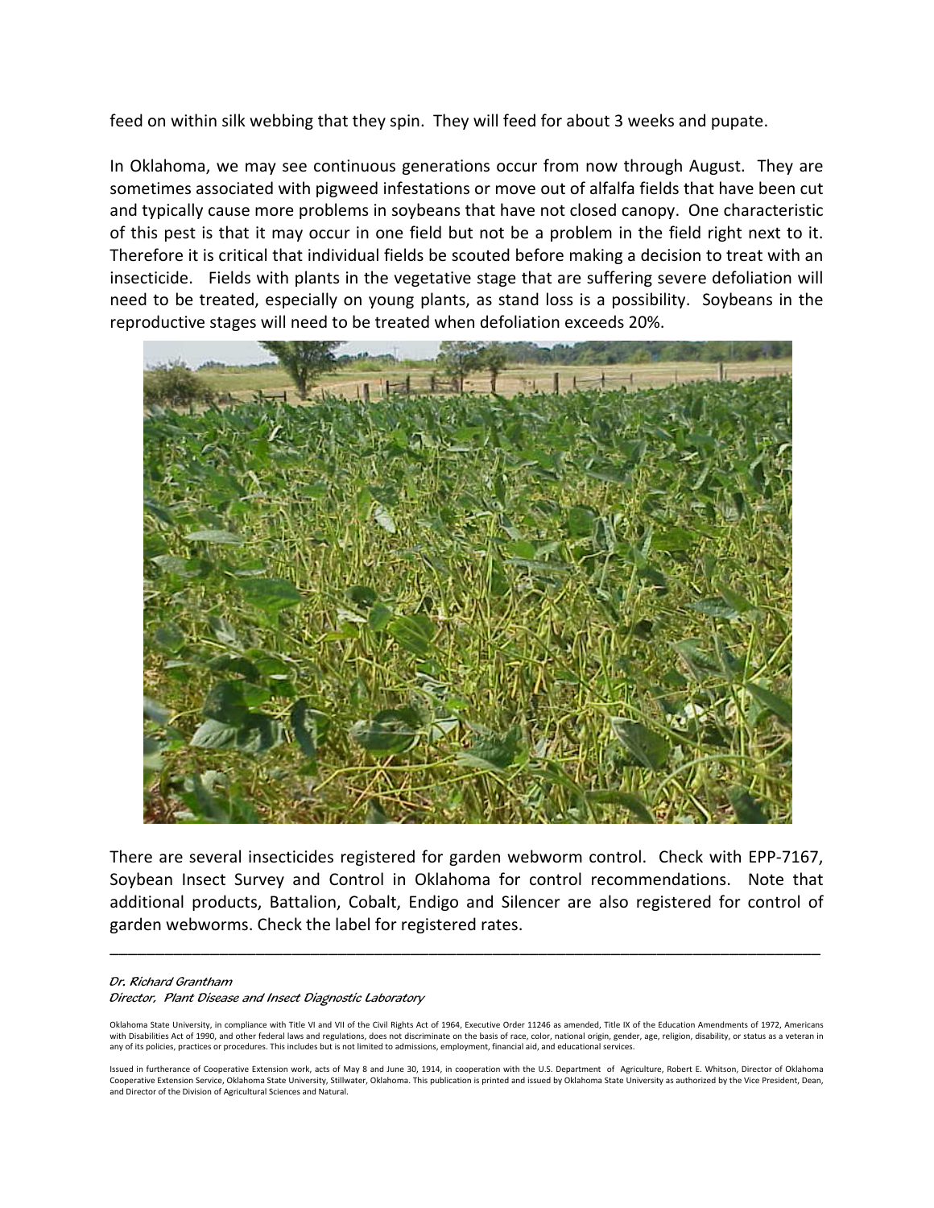feed on within silk webbing that they spin. They will feed for about 3 weeks and pupate.

In Oklahoma, we may see continuous generations occur from now through August. They are sometimes associated with pigweed infestations or move out of alfalfa fields that have been cut and typically cause more problems in soybeans that have not closed canopy. One characteristic of this pest is that it may occur in one field but not be a problem in the field right next to it. Therefore it is critical that individual fields be scouted before making a decision to treat with an insecticide. Fields with plants in the vegetative stage that are suffering severe defoliation will need to be treated, especially on young plants, as stand loss is a possibility. Soybeans in the reproductive stages will need to be treated when defoliation exceeds 20%.

There are several insecticides registered for garden webworm control. Check with EPP-7167, Soybean Insect Survey and Control in Oklahoma for control recommendations. Note that additional products, Battalion, Cobalt, Endigo and Silencer are also registered for control of garden webworms. Check the label for registered rates.

---

*Dr. Richard Grantham*
*Director, Plant Disease and Insect Diagnostic Laboratory*

Oklahoma State University, in compliance with Title VI and VII of the Civil Rights Act of 1964, Executive Order 11246 as amended, Title IX of the Education Amendments of 1972, Americans with Disabilities Act of 1990, and other federal laws and regulations, does not discriminate on the basis of race, color, national origin, gender, age, religion, disability, or status as a veteran in any of its policies, practices or procedures. This includes but is not limited to admissions, employment, financial aid, and educational services.

Issued in furtherance of Cooperative Extension work, acts of May 8 and June 30, 1914, in cooperation with the U.S. Department of Agriculture, Robert E. Whitson, Director of Oklahoma Cooperative Extension Service, Oklahoma State University, Stillwater, Oklahoma. This publication is printed and issued by Oklahoma State University as authorized by the Vice President, Dean, and Director of the Division of Agricultural Sciences and Natural.